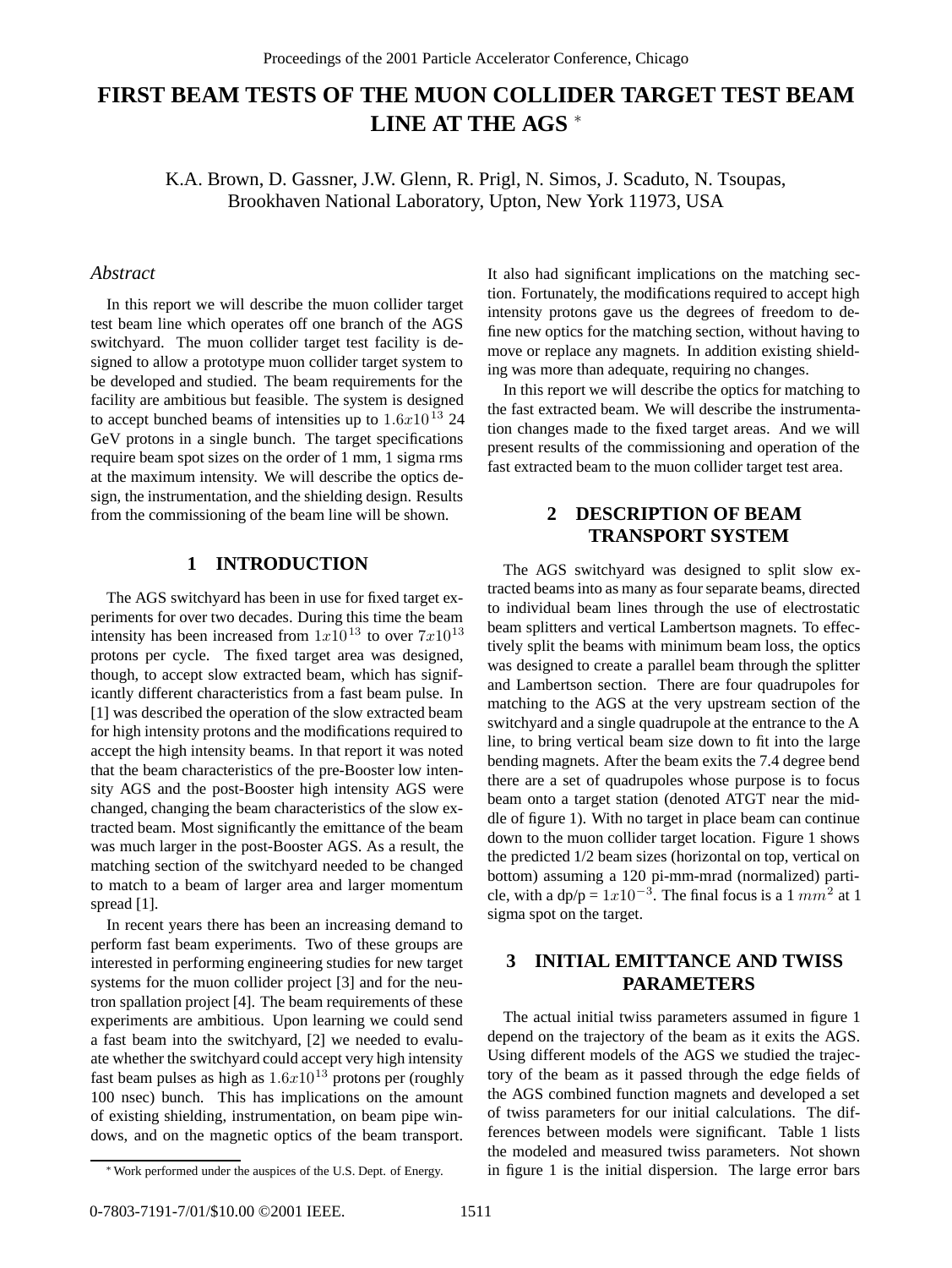# FIRST BEAM TESTS OF THE MUON COLLIDER TARGET TEST BEAM LINE AT THE AGS [*]

K.A. Brown, D. Gassner, J.W. Glenn, R. Prigl, N. Simos, J. Scaduto, N. Tsoupas, Brookhaven National Laboratory, Upton, New York 11973, USA

## *Abstract*

In this report we will describe the muon collider target test beam line which operates off one branch of the AGS switchyard. The muon collider target test facility is designed to allow a prototype muon collider target system to be developed and studied. The beam requirements for the facility are ambitious but feasible. The system is designed to accept bunched beams of intensities up to $1.6x10^{13}$ 24 GeV protons in a single bunch. The target specifications require beam spot sizes on the order of 1 mm, 1 sigma rms at the maximum intensity. We will describe the optics design, the instrumentation, and the shielding design. Results from the commissioning of the beam line will be shown.

## 1 INTRODUCTION

The AGS switchyard has been in use for fixed target experiments for over two decades. During this time the beam intensity has been increased from $1x10^{13}$ to over $7x10^{13}$ protons per cycle. The fixed target area was designed, though, to accept slow extracted beam, which has significantly different characteristics from a fast beam pulse. In [1] was described the operation of the slow extracted beam for high intensity protons and the modifications required to accept the high intensity beams. In that report it was noted that the beam characteristics of the pre-Booster low intensity AGS and the post-Booster high intensity AGS were changed, changing the beam characteristics of the slow extracted beam. Most significantly the emittance of the beam was much larger in the post-Booster AGS. As a result, the matching section of the switchyard needed to be changed to match to a beam of larger area and larger momentum spread [1].

In recent years there has been an increasing demand to perform fast beam experiments. Two of these groups are interested in performing engineering studies for new target systems for the muon collider project [3] and for the neutron spallation project [4]. The beam requirements of these experiments are ambitious. Upon learning we could send a fast beam into the switchyard, [2] we needed to evaluate whether the switchyard could accept very high intensity fast beam pulses as high as $1.6x10^{13}$ protons per (roughly 100 nsec) bunch. This has implications on the amount of existing shielding, instrumentation, on beam pipe windows, and on the magnetic optics of the beam transport. It also had significant implications on the matching section. Fortunately, the modifications required to accept high intensity protons gave us the degrees of freedom to define new optics for the matching section, without having to move or replace any magnets. In addition existing shielding was more than adequate, requiring no changes.

In this report we will describe the optics for matching to the fast extracted beam. We will describe the instrumentation changes made to the fixed target areas. And we will present results of the commissioning and operation of the fast extracted beam to the muon collider target test area.

## 2 DESCRIPTION OF BEAM TRANSPORT SYSTEM

The AGS switchyard was designed to split slow extracted beams into as many as four separate beams, directed to individual beam lines through the use of electrostatic beam splitters and vertical Lambertson magnets. To effectively split the beams with minimum beam loss, the optics was designed to create a parallel beam through the splitter and Lambertson section. There are four quadrupoles for matching to the AGS at the very upstream section of the switchyard and a single quadrupole at the entrance to the A line, to bring vertical beam size down to fit into the large bending magnets. After the beam exits the 7.4 degree bend there are a set of quadrupoles whose purpose is to focus beam onto a target station (denoted ATGT near the middle of figure 1). With no target in place beam can continue down to the muon collider target location. Figure 1 shows the predicted 1/2 beam sizes (horizontal on top, vertical on bottom) assuming a 120 pi-mm-mrad (normalized) particle, with a dp/p = $1x10^{-3}$. The final focus is a 1 $mm^2$ at 1 sigma spot on the target.

## 3 INITIAL EMITTANCE AND TWISS PARAMETERS

The actual initial twiss parameters assumed in figure 1 depend on the trajectory of the beam as it exits the AGS. Using different models of the AGS we studied the trajectory of the beam as it passed through the edge fields of the AGS combined function magnets and developed a set of twiss parameters for our initial calculations. The differences between models were significant. Table 1 lists the modeled and measured twiss parameters. Not shown in figure 1 is the initial dispersion. The large error bars

[*] Work performed under the auspices of the U.S. Dept. of Energy.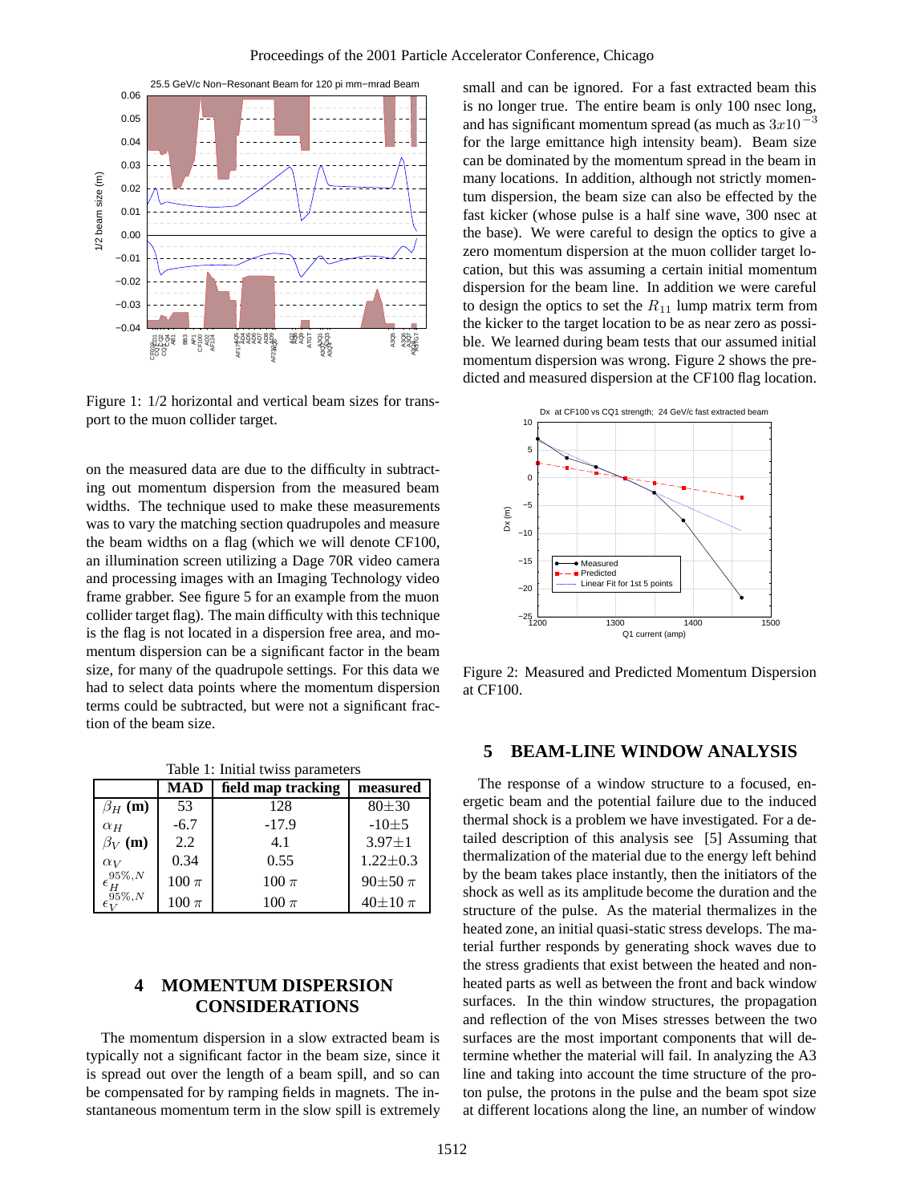Figure 1: 1/2 horizontal and vertical beam sizes for transport to the muon collider target.

on the measured data are due to the difficulty in subtracting out momentum dispersion from the measured beam widths. The technique used to make these measurements was to vary the matching section quadrupoles and measure the beam widths on a flag (which we will denote CF100, an illumination screen utilizing a Dage 70R video camera and processing images with an Imaging Technology video frame grabber. See figure 5 for an example from the muon collider target flag). The main difficulty with this technique is the flag is not located in a dispersion free area, and momentum dispersion can be a significant factor in the beam size, for many of the quadrupole settings. For this data we had to select data points where the momentum dispersion terms could be subtracted, but were not a significant fraction of the beam size.

Table 1: Initial twiss parameters

| | MAD | field map tracking | measured |
|---|---|---|---|
| $\beta_H$ (m) | 53 | 128 | 80±30 |
| $\alpha_H$ | -6.7 | -17.9 | -10±5 |
| $\beta_V$ (m) | 2.2 | 4.1 | 3.97±1 |
| $\alpha_V$ | 0.34 | 0.55 | 1.22±0.3 |
| $\epsilon_H^{95\%,N}$ | 100 $\pi$ | 100 $\pi$ | 90±50 $\pi$ |
| $\epsilon_V^{95\%,N}$ | 100 $\pi$ | 100 $\pi$ | 40±10 $\pi$ |

## 4 MOMENTUM DISPERSION CONSIDERATIONS

The momentum dispersion in a slow extracted beam is typically not a significant factor in the beam size, since it is spread out over the length of a beam spill, and so can be compensated for by ramping fields in magnets. The instantaneous momentum term in the slow spill is extremely small and can be ignored. For a fast extracted beam this is no longer true. The entire beam is only 100 nsec long, and has significant momentum spread (as much as $3x10^{-3}$ for the large emittance high intensity beam). Beam size can be dominated by the momentum spread in the beam in many locations. In addition, although not strictly momentum dispersion, the beam size can also be effected by the fast kicker (whose pulse is a half sine wave, 300 nsec at the base). We were careful to design the optics to give a zero momentum dispersion at the muon collider target location, but this was assuming a certain initial momentum dispersion for the beam line. In addition we were careful to design the optics to set the $R_{11}$ lump matrix term from the kicker to the target location to be as near zero as possible. We learned during beam tests that our assumed initial momentum dispersion was wrong. Figure 2 shows the predicted and measured dispersion at the CF100 flag location.

Figure 2: Measured and Predicted Momentum Dispersion at CF100.

## 5 BEAM-LINE WINDOW ANALYSIS

The response of a window structure to a focused, energetic beam and the potential failure due to the induced thermal shock is a problem we have investigated. For a detailed description of this analysis see [5] Assuming that thermalization of the material due to the energy left behind by the beam takes place instantly, then the initiators of the shock as well as its amplitude become the duration and the structure of the pulse. As the material thermalizes in the heated zone, an initial quasi-static stress develops. The material further responds by generating shock waves due to the stress gradients that exist between the heated and nonheated parts as well as between the front and back window surfaces. In the thin window structures, the propagation and reflection of the von Mises stresses between the two surfaces are the most important components that will determine whether the material will fail. In analyzing the A3 line and taking into account the time structure of the proton pulse, the protons in the pulse and the beam spot size at different locations along the line, an number of window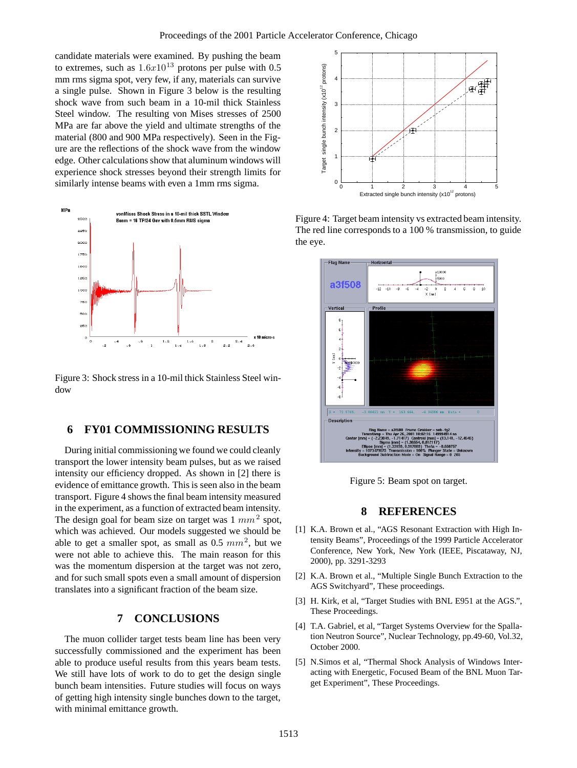candidate materials were examined. By pushing the beam to extremes, such as $1.6x10^{13}$ protons per pulse with 0.5 mm rms sigma spot, very few, if any, materials can survive a single pulse. Shown in Figure 3 below is the resulting shock wave from such beam in a 10-mil thick Stainless Steel window. The resulting von Mises stresses of 2500 MPa are far above the yield and ultimate strengths of the material (800 and 900 MPa respectively). Seen in the Figure are the reflections of the shock wave from the window edge. Other calculations show that aluminum windows will experience shock stresses beyond their strength limits for similarly intense beams with even a 1mm rms sigma.

MPa

vonMises Shock Stress in a 10-mil thick SSTL Window

Beam = 16 TP/24 Gev with 0.5mm RMS sigma

x 10 micro-s

Figure 3: Shock stress in a 10-mil thick Stainless Steel window

## 6 FY01 COMMISSIONING RESULTS

During initial commissioning we found we could cleanly transport the lower intensity beam pulses, but as we raised intensity our efficiency dropped. As shown in [2] there is evidence of emittance growth. This is seen also in the beam transport. Figure 4 shows the final beam intensity measured in the experiment, as a function of extracted beam intensity. The design goal for beam size on target was 1 $mm^2$ spot, which was achieved. Our models suggested we should be able to get a smaller spot, as small as 0.5 $mm^2$, but we were not able to achieve this. The main reason for this was the momentum dispersion at the target was not zero, and for such small spots even a small amount of dispersion translates into a significant fraction of the beam size.

## 7 CONCLUSIONS

The muon collider target tests beam line has been very successfully commissioned and the experiment has been able to produce useful results from this years beam tests. We still have lots of work to do to get the design single bunch beam intensities. Future studies will focus on ways of getting high intensity single bunches down to the target, with minimal emittance growth.

Target single bunch intensity (x$10^{12}$ protons)

Extracted single bunch intensity (x$10^{12}$ protons)

Figure 4: Target beam intensity vs extracted beam intensity. The red line corresponds to a 100 % transmission, to guide the eye.

Figure 5: Beam spot on target.

## 8 REFERENCES

[1] K.A. Brown et al., “AGS Resonant Extraction with High Intensity Beams”, Proceedings of the 1999 Particle Accelerator Conference, New York, New York (IEEE, Piscataway, NJ, 2000), pp. 3291-3293

[2] K.A. Brown et al., “Multiple Single Bunch Extraction to the AGS Switchyard”, These proceedings.

[3] H. Kirk, et al, “Target Studies with BNL E951 at the AGS.”, These Proceedings.

[4] T.A. Gabriel, et al, “Target Systems Overview for the Spallation Neutron Source”, Nuclear Technology, pp.49-60, Vol.32, October 2000.

[5] N.Simos et al, “Thermal Shock Analysis of Windows Interacting with Energetic, Focused Beam of the BNL Muon Target Experiment”, These Proceedings.